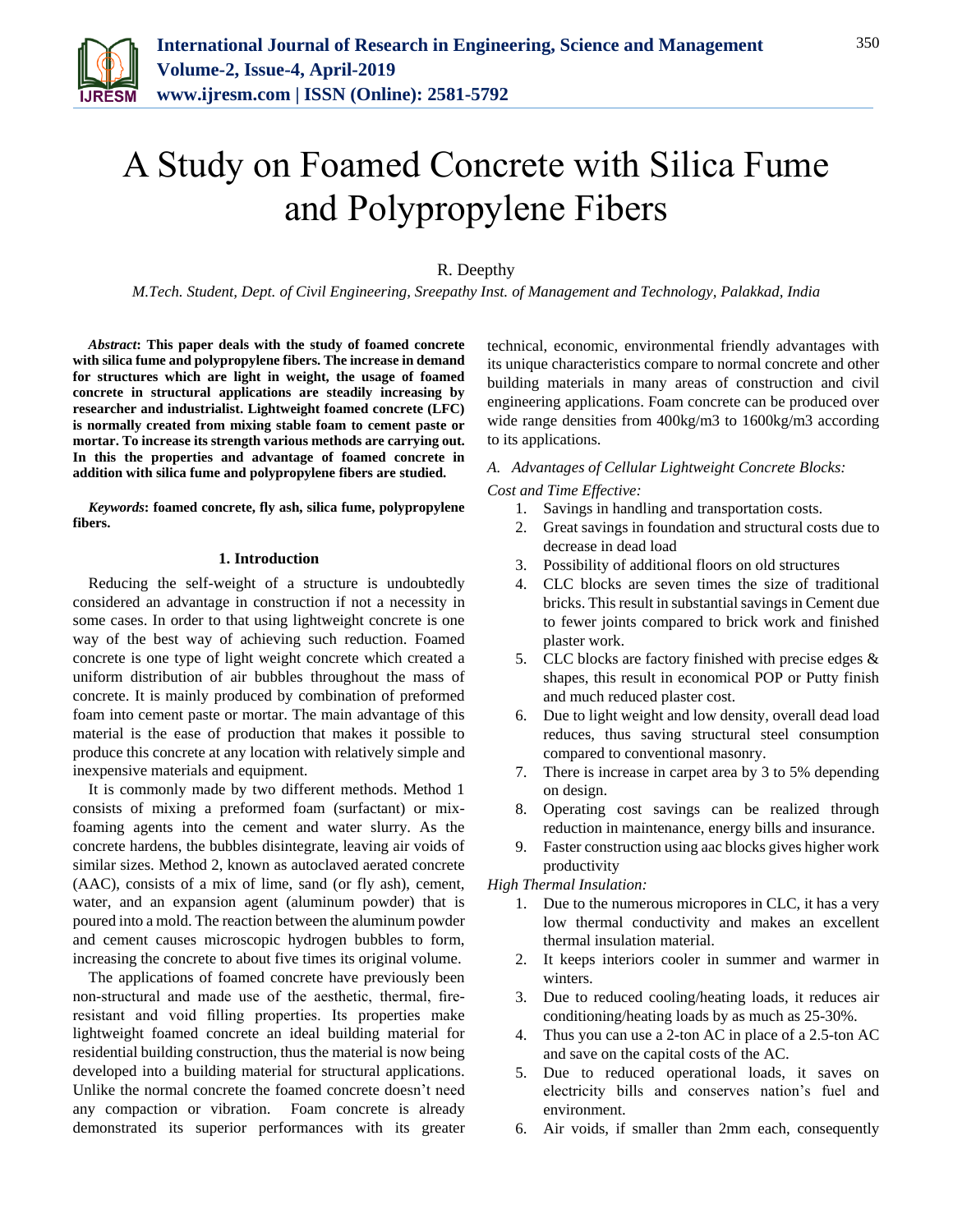# A Study on Foamed Concrete with Silica Fume and Polypropylene Fibers

R. Deepthy

*M.Tech. Student, Dept. of Civil Engineering, Sreepathy Inst. of Management and Technology, Palakkad, India*

***Abstract*: This paper deals with the study of foamed concrete with silica fume and polypropylene fibers. The increase in demand for structures which are light in weight, the usage of foamed concrete in structural applications are steadily increasing by researcher and industrialist. Lightweight foamed concrete (LFC) is normally created from mixing stable foam to cement paste or mortar. To increase its strength various methods are carrying out. In this the properties and advantage of foamed concrete in addition with silica fume and polypropylene fibers are studied.**

***Keywords*: foamed concrete, fly ash, silica fume, polypropylene fibers.**

## 1. Introduction

Reducing the self-weight of a structure is undoubtedly considered an advantage in construction if not a necessity in some cases. In order to that using lightweight concrete is one way of the best way of achieving such reduction. Foamed concrete is one type of light weight concrete which created a uniform distribution of air bubbles throughout the mass of concrete. It is mainly produced by combination of preformed foam into cement paste or mortar. The main advantage of this material is the ease of production that makes it possible to produce this concrete at any location with relatively simple and inexpensive materials and equipment.

It is commonly made by two different methods. Method 1 consists of mixing a preformed foam (surfactant) or mix-foaming agents into the cement and water slurry. As the concrete hardens, the bubbles disintegrate, leaving air voids of similar sizes. Method 2, known as autoclaved aerated concrete (AAC), consists of a mix of lime, sand (or fly ash), cement, water, and an expansion agent (aluminum powder) that is poured into a mold. The reaction between the aluminum powder and cement causes microscopic hydrogen bubbles to form, increasing the concrete to about five times its original volume.

The applications of foamed concrete have previously been non-structural and made use of the aesthetic, thermal, fire-resistant and void filling properties. Its properties make lightweight foamed concrete an ideal building material for residential building construction, thus the material is now being developed into a building material for structural applications. Unlike the normal concrete the foamed concrete doesn't need any compaction or vibration. Foam concrete is already demonstrated its superior performances with its greater technical, economic, environmental friendly advantages with its unique characteristics compare to normal concrete and other building materials in many areas of construction and civil engineering applications. Foam concrete can be produced over wide range densities from 400kg/m3 to 1600kg/m3 according to its applications.

### A. Advantages of Cellular Lightweight Concrete Blocks:

*Cost and Time Effective:*

1. Savings in handling and transportation costs.
2. Great savings in foundation and structural costs due to decrease in dead load
3. Possibility of additional floors on old structures
4. CLC blocks are seven times the size of traditional bricks. This result in substantial savings in Cement due to fewer joints compared to brick work and finished plaster work.
5. CLC blocks are factory finished with precise edges & shapes, this result in economical POP or Putty finish and much reduced plaster cost.
6. Due to light weight and low density, overall dead load reduces, thus saving structural steel consumption compared to conventional masonry.
7. There is increase in carpet area by 3 to 5% depending on design.
8. Operating cost savings can be realized through reduction in maintenance, energy bills and insurance.
9. Faster construction using aac blocks gives higher work productivity

*High Thermal Insulation:*

1. Due to the numerous micropores in CLC, it has a very low thermal conductivity and makes an excellent thermal insulation material.
2. It keeps interiors cooler in summer and warmer in winters.
3. Due to reduced cooling/heating loads, it reduces air conditioning/heating loads by as much as 25-30%.
4. Thus you can use a 2-ton AC in place of a 2.5-ton AC and save on the capital costs of the AC.
5. Due to reduced operational loads, it saves on electricity bills and conserves nation's fuel and environment.
6. Air voids, if smaller than 2mm each, consequently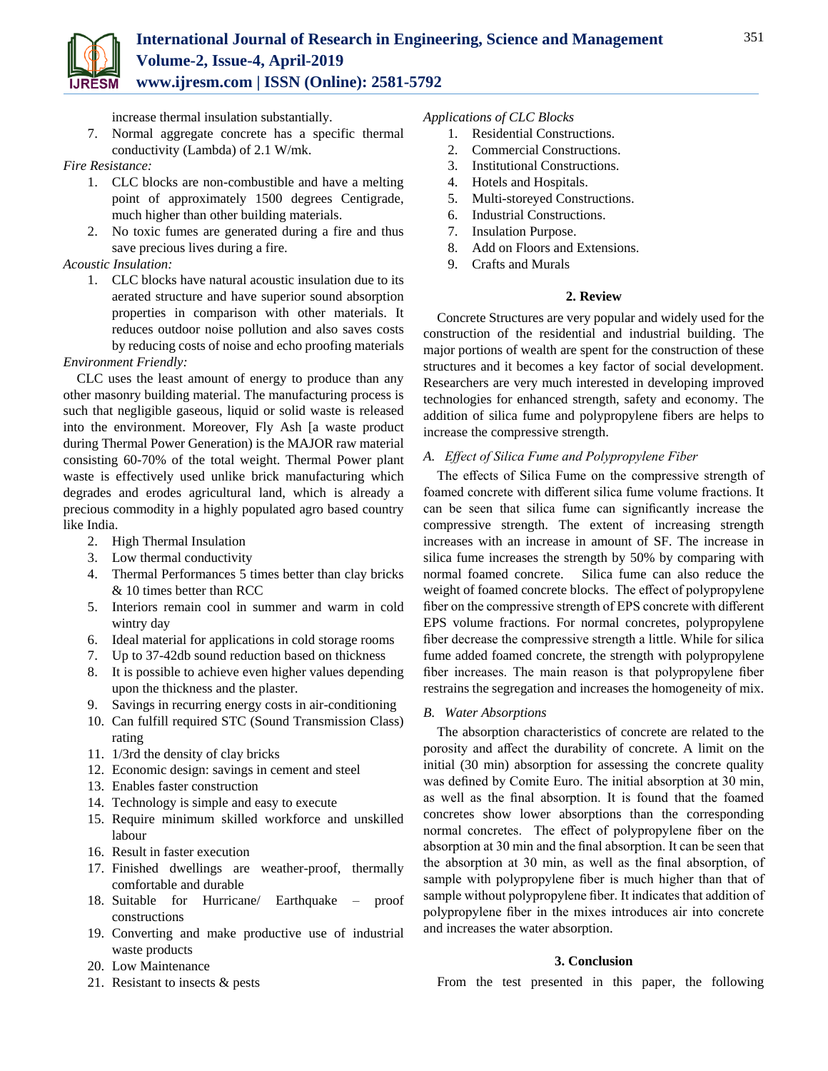increase thermal insulation substantially.

7. Normal aggregate concrete has a specific thermal conductivity (Lambda) of 2.1 W/mk.

*Fire Resistance:*

1. CLC blocks are non-combustible and have a melting point of approximately 1500 degrees Centigrade, much higher than other building materials.
2. No toxic fumes are generated during a fire and thus save precious lives during a fire.

*Acoustic Insulation:*

1. CLC blocks have natural acoustic insulation due to its aerated structure and have superior sound absorption properties in comparison with other materials. It reduces outdoor noise pollution and also saves costs by reducing costs of noise and echo proofing materials

*Environment Friendly:*

CLC uses the least amount of energy to produce than any other masonry building material. The manufacturing process is such that negligible gaseous, liquid or solid waste is released into the environment. Moreover, Fly Ash [a waste product during Thermal Power Generation) is the MAJOR raw material consisting 60-70% of the total weight. Thermal Power plant waste is effectively used unlike brick manufacturing which degrades and erodes agricultural land, which is already a precious commodity in a highly populated agro based country like India.

2. High Thermal Insulation
3. Low thermal conductivity
4. Thermal Performances 5 times better than clay bricks & 10 times better than RCC
5. Interiors remain cool in summer and warm in cold wintry day
6. Ideal material for applications in cold storage rooms
7. Up to 37-42db sound reduction based on thickness
8. It is possible to achieve even higher values depending upon the thickness and the plaster.
9. Savings in recurring energy costs in air-conditioning
10. Can fulfill required STC (Sound Transmission Class) rating
11. 1/3rd the density of clay bricks
12. Economic design: savings in cement and steel
13. Enables faster construction
14. Technology is simple and easy to execute
15. Require minimum skilled workforce and unskilled labour
16. Result in faster execution
17. Finished dwellings are weather-proof, thermally comfortable and durable
18. Suitable for Hurricane/ Earthquake – proof constructions
19. Converting and make productive use of industrial waste products
20. Low Maintenance
21. Resistant to insects & pests

*Applications of CLC Blocks*

1. Residential Constructions.
2. Commercial Constructions.
3. Institutional Constructions.
4. Hotels and Hospitals.
5. Multi-storeyed Constructions.
6. Industrial Constructions.
7. Insulation Purpose.
8. Add on Floors and Extensions.
9. Crafts and Murals

## 2. Review

Concrete Structures are very popular and widely used for the construction of the residential and industrial building. The major portions of wealth are spent for the construction of these structures and it becomes a key factor of social development. Researchers are very much interested in developing improved technologies for enhanced strength, safety and economy. The addition of silica fume and polypropylene fibers are helps to increase the compressive strength.

### A. Effect of Silica Fume and Polypropylene Fiber

The effects of Silica Fume on the compressive strength of foamed concrete with different silica fume volume fractions. It can be seen that silica fume can significantly increase the compressive strength. The extent of increasing strength increases with an increase in amount of SF. The increase in silica fume increases the strength by 50% by comparing with normal foamed concrete. Silica fume can also reduce the weight of foamed concrete blocks. The effect of polypropylene fiber on the compressive strength of EPS concrete with different EPS volume fractions. For normal concretes, polypropylene fiber decrease the compressive strength a little. While for silica fume added foamed concrete, the strength with polypropylene fiber increases. The main reason is that polypropylene fiber restrains the segregation and increases the homogeneity of mix.

### B. Water Absorptions

The absorption characteristics of concrete are related to the porosity and affect the durability of concrete. A limit on the initial (30 min) absorption for assessing the concrete quality was defined by Comite Euro. The initial absorption at 30 min, as well as the final absorption. It is found that the foamed concretes show lower absorptions than the corresponding normal concretes. The effect of polypropylene fiber on the absorption at 30 min and the final absorption. It can be seen that the absorption at 30 min, as well as the final absorption, of sample with polypropylene fiber is much higher than that of sample without polypropylene fiber. It indicates that addition of polypropylene fiber in the mixes introduces air into concrete and increases the water absorption.

## 3. Conclusion

From the test presented in this paper, the following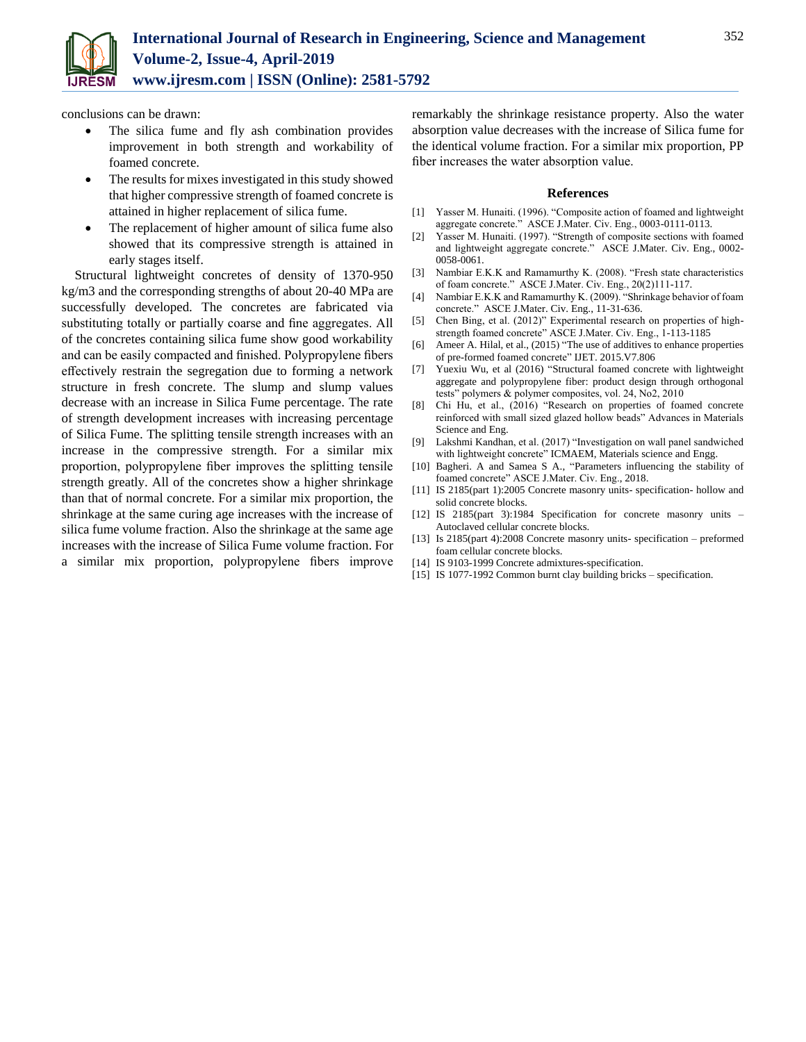conclusions can be drawn:

- The silica fume and fly ash combination provides improvement in both strength and workability of foamed concrete.
- The results for mixes investigated in this study showed that higher compressive strength of foamed concrete is attained in higher replacement of silica fume.
- The replacement of higher amount of silica fume also showed that its compressive strength is attained in early stages itself.

Structural lightweight concretes of density of 1370-950 kg/m3 and the corresponding strengths of about 20-40 MPa are successfully developed. The concretes are fabricated via substituting totally or partially coarse and fine aggregates. All of the concretes containing silica fume show good workability and can be easily compacted and finished. Polypropylene fibers effectively restrain the segregation due to forming a network structure in fresh concrete. The slump and slump values decrease with an increase in Silica Fume percentage. The rate of strength development increases with increasing percentage of Silica Fume. The splitting tensile strength increases with an increase in the compressive strength. For a similar mix proportion, polypropylene fiber improves the splitting tensile strength greatly. All of the concretes show a higher shrinkage than that of normal concrete. For a similar mix proportion, the shrinkage at the same curing age increases with the increase of silica fume volume fraction. Also the shrinkage at the same age increases with the increase of Silica Fume volume fraction. For a similar mix proportion, polypropylene fibers improve remarkably the shrinkage resistance property. Also the water absorption value decreases with the increase of Silica fume for the identical volume fraction. For a similar mix proportion, PP fiber increases the water absorption value.

## References

[1] Yasser M. Hunaiti. (1996). "Composite action of foamed and lightweight aggregate concrete." ASCE J.Mater. Civ. Eng., 0003-0111-0113.

[2] Yasser M. Hunaiti. (1997). "Strength of composite sections with foamed and lightweight aggregate concrete." ASCE J.Mater. Civ. Eng., 0002-0058-0061.

[3] Nambiar E.K.K and Ramamurthy K. (2008). "Fresh state characteristics of foam concrete." ASCE J.Mater. Civ. Eng., 20(2)111-117.

[4] Nambiar E.K.K and Ramamurthy K. (2009). "Shrinkage behavior of foam concrete." ASCE J.Mater. Civ. Eng., 11-31-636.

[5] Chen Bing, et al. (2012)" Experimental research on properties of high-strength foamed concrete" ASCE J.Mater. Civ. Eng., 1-113-1185

[6] Ameer A. Hilal, et al., (2015) "The use of additives to enhance properties of pre-formed foamed concrete" IJET. 2015.V7.806

[7] Yuexiu Wu, et al (2016) "Structural foamed concrete with lightweight aggregate and polypropylene fiber: product design through orthogonal tests" polymers & polymer composites, vol. 24, No2, 2010

[8] Chi Hu, et al., (2016) "Research on properties of foamed concrete reinforced with small sized glazed hollow beads" Advances in Materials Science and Eng.

[9] Lakshmi Kandhan, et al. (2017) "Investigation on wall panel sandwiched with lightweight concrete" ICMAEM, Materials science and Engg.

[10] Bagheri. A and Samea S A., "Parameters influencing the stability of foamed concrete" ASCE J.Mater. Civ. Eng., 2018.

[11] IS 2185(part 1):2005 Concrete masonry units- specification- hollow and solid concrete blocks.

[12] IS 2185(part 3):1984 Specification for concrete masonry units – Autoclaved cellular concrete blocks.

[13] Is 2185(part 4):2008 Concrete masonry units- specification – preformed foam cellular concrete blocks.

[14] IS 9103-1999 Concrete admixtures-specification.

[15] IS 1077-1992 Common burnt clay building bricks – specification.